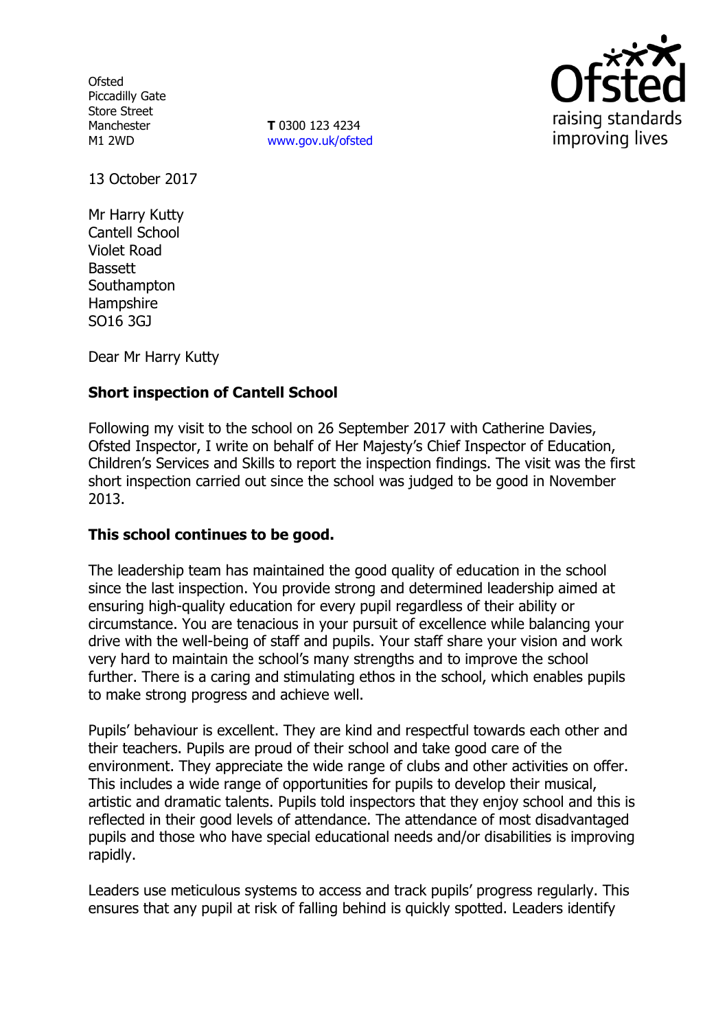Ofsted
Piccadilly Gate
Store Street
Manchester
M1 2WD

**T** 0300 123 4234
www.gov.uk/ofsted

13 October 2017

Mr Harry Kutty
Cantell School
Violet Road
Bassett
Southampton
Hampshire
SO16 3GJ

Dear Mr Harry Kutty

**Short inspection of Cantell School**

Following my visit to the school on 26 September 2017 with Catherine Davies, Ofsted Inspector, I write on behalf of Her Majesty's Chief Inspector of Education, Children's Services and Skills to report the inspection findings. The visit was the first short inspection carried out since the school was judged to be good in November 2013.

**This school continues to be good.**

The leadership team has maintained the good quality of education in the school since the last inspection. You provide strong and determined leadership aimed at ensuring high-quality education for every pupil regardless of their ability or circumstance. You are tenacious in your pursuit of excellence while balancing your drive with the well-being of staff and pupils. Your staff share your vision and work very hard to maintain the school's many strengths and to improve the school further. There is a caring and stimulating ethos in the school, which enables pupils to make strong progress and achieve well.

Pupils' behaviour is excellent. They are kind and respectful towards each other and their teachers. Pupils are proud of their school and take good care of the environment. They appreciate the wide range of clubs and other activities on offer. This includes a wide range of opportunities for pupils to develop their musical, artistic and dramatic talents. Pupils told inspectors that they enjoy school and this is reflected in their good levels of attendance. The attendance of most disadvantaged pupils and those who have special educational needs and/or disabilities is improving rapidly.

Leaders use meticulous systems to access and track pupils' progress regularly. This ensures that any pupil at risk of falling behind is quickly spotted. Leaders identify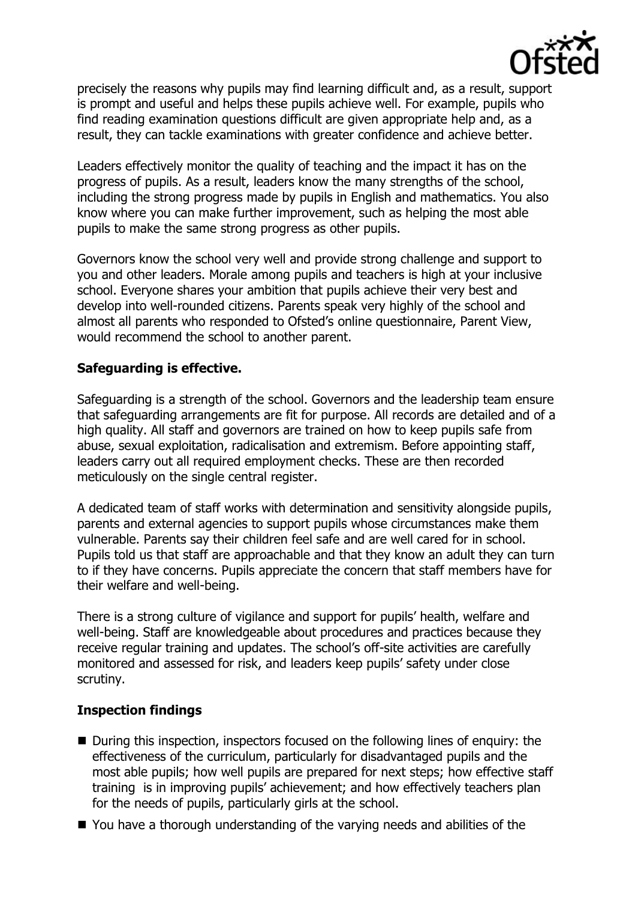precisely the reasons why pupils may find learning difficult and, as a result, support is prompt and useful and helps these pupils achieve well. For example, pupils who find reading examination questions difficult are given appropriate help and, as a result, they can tackle examinations with greater confidence and achieve better.

Leaders effectively monitor the quality of teaching and the impact it has on the progress of pupils. As a result, leaders know the many strengths of the school, including the strong progress made by pupils in English and mathematics. You also know where you can make further improvement, such as helping the most able pupils to make the same strong progress as other pupils.

Governors know the school very well and provide strong challenge and support to you and other leaders. Morale among pupils and teachers is high at your inclusive school. Everyone shares your ambition that pupils achieve their very best and develop into well-rounded citizens. Parents speak very highly of the school and almost all parents who responded to Ofsted's online questionnaire, Parent View, would recommend the school to another parent.

## Safeguarding is effective.

Safeguarding is a strength of the school. Governors and the leadership team ensure that safeguarding arrangements are fit for purpose. All records are detailed and of a high quality. All staff and governors are trained on how to keep pupils safe from abuse, sexual exploitation, radicalisation and extremism. Before appointing staff, leaders carry out all required employment checks. These are then recorded meticulously on the single central register.

A dedicated team of staff works with determination and sensitivity alongside pupils, parents and external agencies to support pupils whose circumstances make them vulnerable. Parents say their children feel safe and are well cared for in school. Pupils told us that staff are approachable and that they know an adult they can turn to if they have concerns. Pupils appreciate the concern that staff members have for their welfare and well-being.

There is a strong culture of vigilance and support for pupils' health, welfare and well-being. Staff are knowledgeable about procedures and practices because they receive regular training and updates. The school's off-site activities are carefully monitored and assessed for risk, and leaders keep pupils' safety under close scrutiny.

## Inspection findings

- During this inspection, inspectors focused on the following lines of enquiry: the effectiveness of the curriculum, particularly for disadvantaged pupils and the most able pupils; how well pupils are prepared for next steps; how effective staff training is in improving pupils' achievement; and how effectively teachers plan for the needs of pupils, particularly girls at the school.
- You have a thorough understanding of the varying needs and abilities of the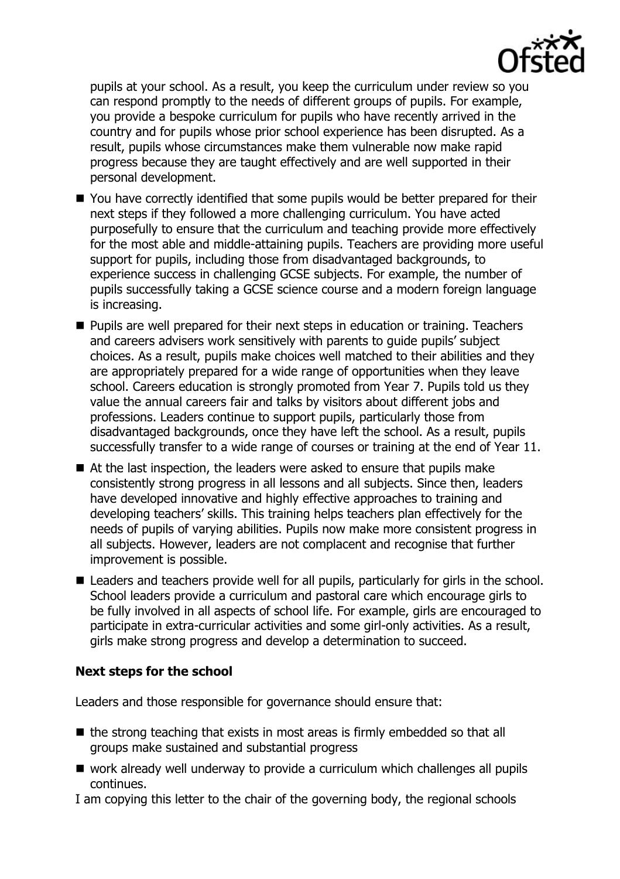pupils at your school. As a result, you keep the curriculum under review so you can respond promptly to the needs of different groups of pupils. For example, you provide a bespoke curriculum for pupils who have recently arrived in the country and for pupils whose prior school experience has been disrupted. As a result, pupils whose circumstances make them vulnerable now make rapid progress because they are taught effectively and are well supported in their personal development.

- You have correctly identified that some pupils would be better prepared for their next steps if they followed a more challenging curriculum. You have acted purposefully to ensure that the curriculum and teaching provide more effectively for the most able and middle-attaining pupils. Teachers are providing more useful support for pupils, including those from disadvantaged backgrounds, to experience success in challenging GCSE subjects. For example, the number of pupils successfully taking a GCSE science course and a modern foreign language is increasing.
- Pupils are well prepared for their next steps in education or training. Teachers and careers advisers work sensitively with parents to guide pupils' subject choices. As a result, pupils make choices well matched to their abilities and they are appropriately prepared for a wide range of opportunities when they leave school. Careers education is strongly promoted from Year 7. Pupils told us they value the annual careers fair and talks by visitors about different jobs and professions. Leaders continue to support pupils, particularly those from disadvantaged backgrounds, once they have left the school. As a result, pupils successfully transfer to a wide range of courses or training at the end of Year 11.
- At the last inspection, the leaders were asked to ensure that pupils make consistently strong progress in all lessons and all subjects. Since then, leaders have developed innovative and highly effective approaches to training and developing teachers' skills. This training helps teachers plan effectively for the needs of pupils of varying abilities. Pupils now make more consistent progress in all subjects. However, leaders are not complacent and recognise that further improvement is possible.
- Leaders and teachers provide well for all pupils, particularly for girls in the school. School leaders provide a curriculum and pastoral care which encourage girls to be fully involved in all aspects of school life. For example, girls are encouraged to participate in extra-curricular activities and some girl-only activities. As a result, girls make strong progress and develop a determination to succeed.

**Next steps for the school**

Leaders and those responsible for governance should ensure that:

- the strong teaching that exists in most areas is firmly embedded so that all groups make sustained and substantial progress
- work already well underway to provide a curriculum which challenges all pupils continues.

I am copying this letter to the chair of the governing body, the regional schools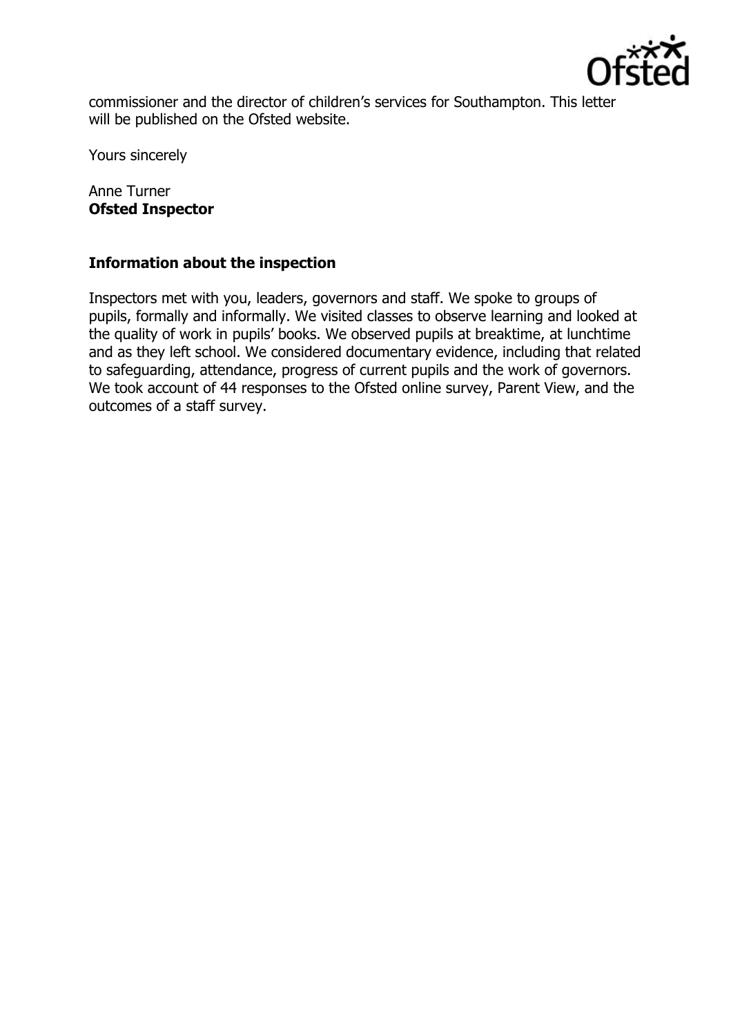commissioner and the director of children's services for Southampton. This letter will be published on the Ofsted website.

Yours sincerely

Anne Turner
**Ofsted Inspector**

## Information about the inspection

Inspectors met with you, leaders, governors and staff. We spoke to groups of pupils, formally and informally. We visited classes to observe learning and looked at the quality of work in pupils' books. We observed pupils at breaktime, at lunchtime and as they left school. We considered documentary evidence, including that related to safeguarding, attendance, progress of current pupils and the work of governors. We took account of 44 responses to the Ofsted online survey, Parent View, and the outcomes of a staff survey.